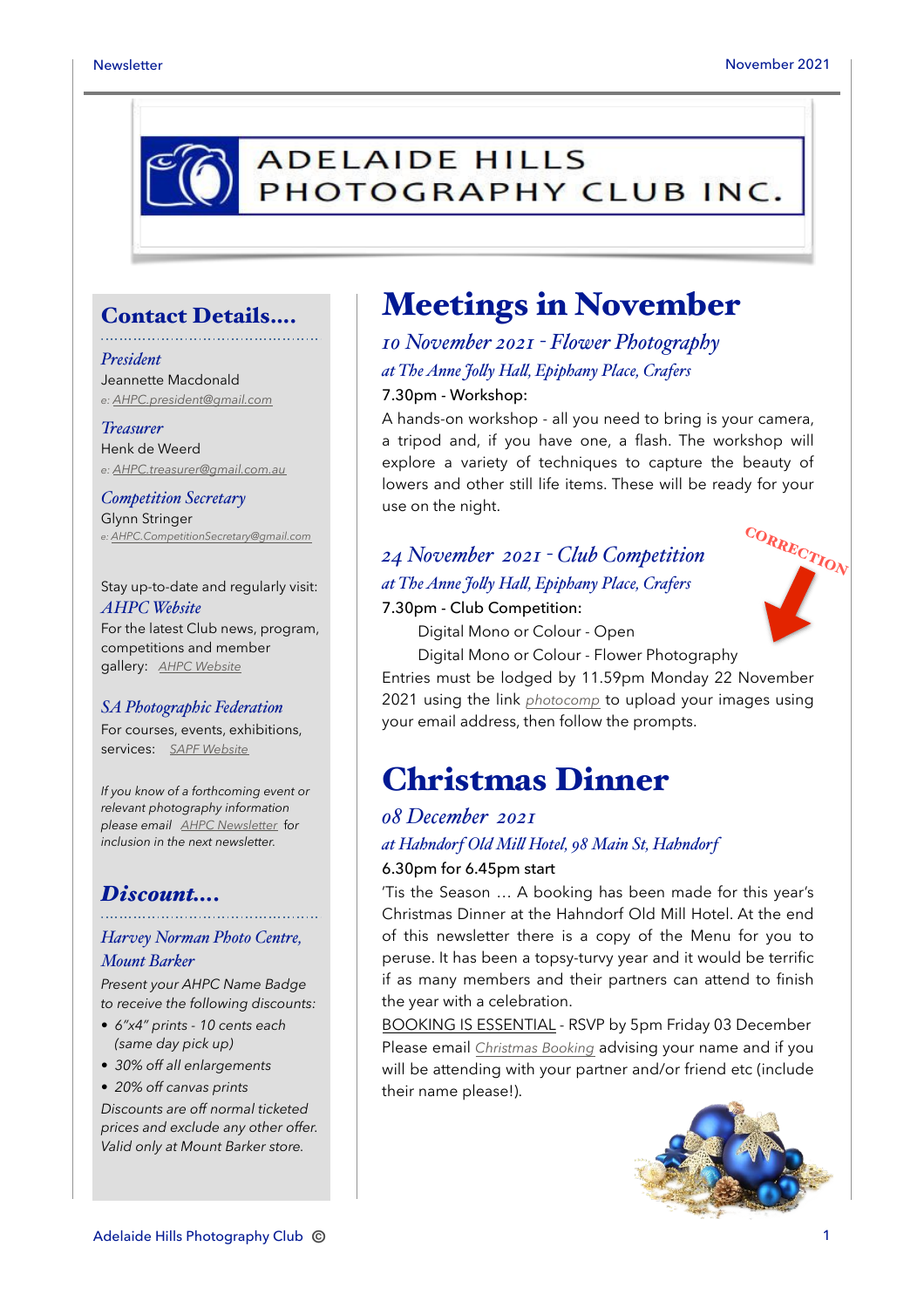# ADELAIDE HILLS PHOTOGRAPHY CLUB INC.

## Meetings in November

### *10 November 2021 - Flower Photography*

*at The Anne Jolly Hall, Epiphany Place, Crafers*

7.30pm - Workshop:

A hands-on workshop - all you need to bring is your camera, a tripod and, if you have one, a flash. The workshop will explore a variety of techniques to capture the beauty of lowers and other still life items. These will be ready for your use on the night.

### *24 November 2021 - Club Competition*

CORRECTION

*at The Anne Jolly Hall, Epiphany Place, Crafers*

7.30pm - Club Competition:

Digital Mono or Colour - Open

Digital Mono or Colour - Flower Photography

Entries must be lodged by 11.59pm Monday 22 November 2021 using the link *photocomp* to upload your images using your email address, then follow the prompts.

## Christmas Dinner

### *08 December 2021*

*at Hahndorf Old Mill Hotel, 98 Main St, Hahndorf*

6.30pm for 6.45pm start

'Tis the Season … A booking has been made for this year's Christmas Dinner at the Hahndorf Old Mill Hotel. At the end of this newsletter there is a copy of the Menu for you to peruse. It has been a topsy-turvy year and it would be terrific if as many members and their partners can attend to finish the year with a celebration.

BOOKING IS ESSENTIAL - RSVP by 5pm Friday 03 December

Please email *Christmas Booking* advising your name and if you will be attending with your partner and/or friend etc (include their name please!).

## Contact Details....

*President*
Jeannette Macdonald
*e: AHPC.president@gmail.com*

*Treasurer*
Henk de Weerd
*e: AHPC.treasurer@gmail.com.au*

*Competition Secretary*
Glynn Stringer
*e: AHPC.CompetitionSecretary@gmail.com*

Stay up-to-date and regularly visit:
*AHPC Website*
For the latest Club news, program, competitions and member gallery: *AHPC Website*

*SA Photographic Federation*
For courses, events, exhibitions, services: *SAPF Website*

*If you know of a forthcoming event or relevant photography information please email AHPC Newsletter for inclusion in the next newsletter.*

## Discount....

*Harvey Norman Photo Centre, Mount Barker*

*Present your AHPC Name Badge to receive the following discounts:*

- *6"x4" prints - 10 cents each (same day pick up)*
- *30% off all enlargements*
- *20% off canvas prints*

*Discounts are off normal ticketed prices and exclude any other offer. Valid only at Mount Barker store.*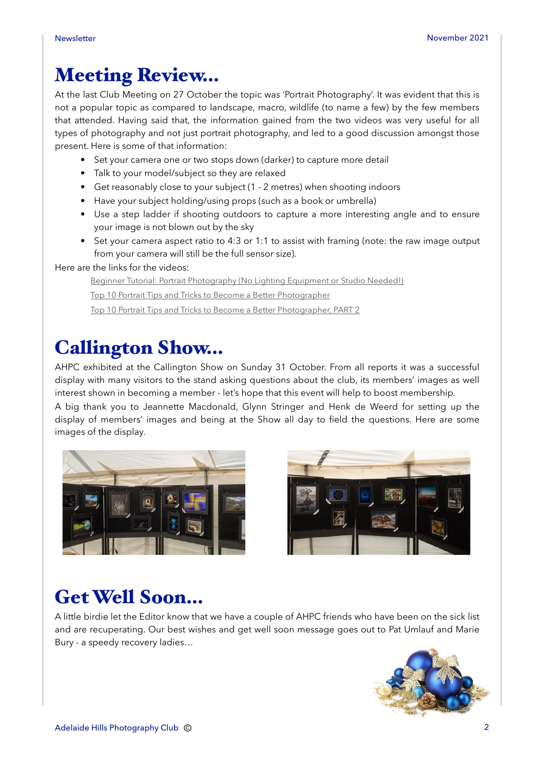# Meeting Review...

At the last Club Meeting on 27 October the topic was 'Portrait Photography'. It was evident that this is not a popular topic as compared to landscape, macro, wildlife (to name a few) by the few members that attended. Having said that, the information gained from the two videos was very useful for all types of photography and not just portrait photography, and led to a good discussion amongst those present. Here is some of that information:

- Set your camera one or two stops down (darker) to capture more detail
- Talk to your model/subject so they are relaxed
- Get reasonably close to your subject (1 - 2 metres) when shooting indoors
- Have your subject holding/using props (such as a book or umbrella)
- Use a step ladder if shooting outdoors to capture a more interesting angle and to ensure your image is not blown out by the sky
- Set your camera aspect ratio to 4:3 or 1:1 to assist with framing (note: the raw image output from your camera will still be the full sensor size).

Here are the links for the videos:

Beginner Tutorial: Portrait Photography (No Lighting Equipment or Studio Needed!)

Top 10 Portrait Tips and Tricks to Become a Better Photographer

Top 10 Portrait Tips and Tricks to Become a Better Photographer, PART 2

# Callington Show...

AHPC exhibited at the Callington Show on Sunday 31 October. From all reports it was a successful display with many visitors to the stand asking questions about the club, its members' images as well interest shown in becoming a member - let's hope that this event will help to boost membership.

A big thank you to Jeannette Macdonald, Glynn Stringer and Henk de Weerd for setting up the display of members' images and being at the Show all day to field the questions. Here are some images of the display.

# Get Well Soon...

A little birdie let the Editor know that we have a couple of AHPC friends who have been on the sick list and are recuperating. Our best wishes and get well soon message goes out to Pat Umlauf and Marie Bury - a speedy recovery ladies…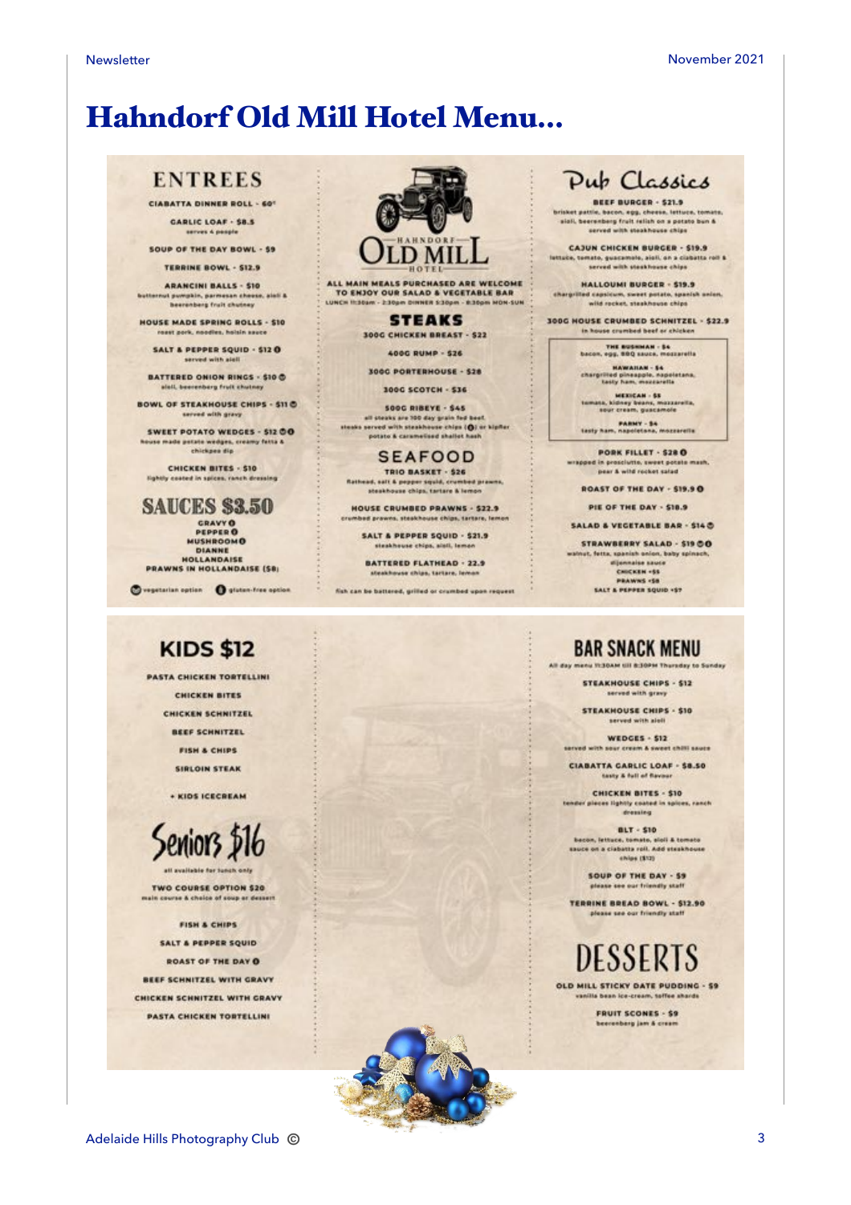# Hahndorf Old Mill Hotel Menu...

## ENTREES

CIABATTA DINNER ROLL - 60¢

GARLIC LOAF - $8.5
serves 4 people

SOUP OF THE DAY BOWL - $9

TERRINE BOWL - $12.9

ARANCINI BALLS - $10
butternut pumpkin, parmesan cheese, aioli & beerenberg fruit chutney

HOUSE MADE SPRING ROLLS - $10
roast pork, noodles, hoisin sauce

SALT & PEPPER SQUID - $12
served with aioli

BATTERED ONION RINGS - $10
aioli, beerenberg fruit chutney

BOWL OF STEAKHOUSE CHIPS - $11
served with gravy

SWEET POTATO WEDGES - $12
house made potato wedges, creamy fetta & chickpea dip

CHICKEN BITES - $10
lightly coated in spices, ranch dressing

## SAUCES $3.50

GRAVY
PEPPER
MUSHROOM
DIANNE
HOLLANDAISE
PRAWNS IN HOLLANDAISE ($8)

vegetarian option · gluten-free option

## HAHNDORF OLD MILL HOTEL

ALL MAIN MEALS PURCHASED ARE WELCOME TO ENJOY OUR SALAD & VEGETABLE BAR
LUNCH 11:30am - 2:30pm DINNER 5:30pm - 8:30pm MON-SUN

## STEAKS

300G CHICKEN BREAST - $22

400G RUMP - $26

300G PORTERHOUSE - $28

300G SCOTCH - $36

500G RIBEYE - $45

all steaks are 100 day grain fed beef.
steaks served with steakhouse chips or kipfler potato & caramelised shallot hash

## SEAFOOD

TRIO BASKET - $26
flathead, salt & pepper squid, crumbed prawns, steakhouse chips, tartare & lemon

HOUSE CRUMBED PRAWNS - $22.9
crumbed prawns, steakhouse chips, tartare, lemon

SALT & PEPPER SQUID - $21.9
steakhouse chips, aioli, lemon

BATTERED FLATHEAD - 22.9
steakhouse chips, tartare, lemon

fish can be battered, grilled or crumbed upon request

## Pub Classics

BEEF BURGER - $21.9
brisket pattie, bacon, egg, cheese, lettuce, tomato, aioli, beerenberg fruit relish on a potato bun & served with steakhouse chips

CAJUN CHICKEN BURGER - $19.9
lettuce, tomato, guacamole, aioli, on a ciabatta roll & served with steakhouse chips

HALLOUMI BURGER - $19.9
chargrilled capsicum, sweet potato, spanish onion, wild rocket, steakhouse chips

300G HOUSE CRUMBED SCHNITZEL - $22.9
in house crumbed beef or chicken

THE BUSHMAN - $4
bacon, egg, BBQ sauce, mozzarella

HAWAIIAN - $4
chargrilled pineapple, napoletana, tasty ham, mozzarella

MEXICAN - $4
tomato, kidney beans, mozzarella, sour cream, guacamole

PARMY - $4
tasty ham, napoletana, mozzarella

PORK FILLET - $28
wrapped in prosciutto, sweet potato mash, pear & wild rocket salad

ROAST OF THE DAY - $19.9

PIE OF THE DAY - $18.9

SALAD & VEGETABLE BAR - $14

STRAWBERRY SALAD - $19
walnut, fetta, spanish onion, baby spinach, dijonnaise sauce
CHICKEN +$5
PRAWNS +$8
SALT & PEPPER SQUID +$7

## KIDS $12

PASTA CHICKEN TORTELLINI
CHICKEN BITES
CHICKEN SCHNITZEL
BEEF SCHNITZEL
FISH & CHIPS
SIRLOIN STEAK

+ KIDS ICECREAM

## Seniors $16

all available for lunch only

TWO COURSE OPTION $20
main course & choice of soup or dessert

FISH & CHIPS
SALT & PEPPER SQUID
ROAST OF THE DAY
BEEF SCHNITZEL WITH GRAVY
CHICKEN SCHNITZEL WITH GRAVY
PASTA CHICKEN TORTELLINI

## BAR SNACK MENU

All day menu 11:30AM till 8:30PM Thursday to Sunday

STEAKHOUSE CHIPS - $12
served with gravy

STEAKHOUSE CHIPS - $10
served with aioli

WEDGES - $12
served with sour cream & sweet chilli sauce

CIABATTA GARLIC LOAF - $8.50
tasty & full of flavour

CHICKEN BITES - $10
tender pieces lightly coated in spices, ranch dressing

BLT - $10
bacon, lettuce, tomato, aioli & tomato sauce on a ciabatta roll. Add steakhouse chips ($12)

SOUP OF THE DAY - $9
please see our friendly staff

TERRINE BREAD BOWL - $12.90
please see our friendly staff

## DESSERTS

OLD MILL STICKY DATE PUDDING - $9
vanilla bean ice-cream, toffee shards

FRUIT SCONES - $9
beerenberg jam & cream